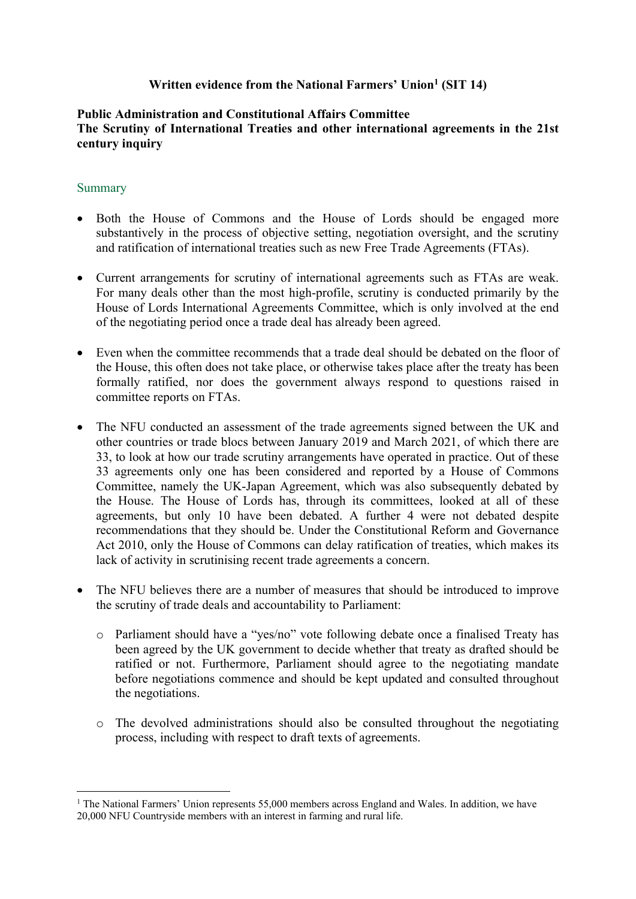**Written evidence from the National Farmers' Union[1] (SIT 14)**

**Public Administration and Constitutional Affairs Committee**
**The Scrutiny of International Treaties and other international agreements in the 21st century inquiry**

## Summary

- Both the House of Commons and the House of Lords should be engaged more substantively in the process of objective setting, negotiation oversight, and the scrutiny and ratification of international treaties such as new Free Trade Agreements (FTAs).

- Current arrangements for scrutiny of international agreements such as FTAs are weak. For many deals other than the most high-profile, scrutiny is conducted primarily by the House of Lords International Agreements Committee, which is only involved at the end of the negotiating period once a trade deal has already been agreed.

- Even when the committee recommends that a trade deal should be debated on the floor of the House, this often does not take place, or otherwise takes place after the treaty has been formally ratified, nor does the government always respond to questions raised in committee reports on FTAs.

- The NFU conducted an assessment of the trade agreements signed between the UK and other countries or trade blocs between January 2019 and March 2021, of which there are 33, to look at how our trade scrutiny arrangements have operated in practice. Out of these 33 agreements only one has been considered and reported by a House of Commons Committee, namely the UK-Japan Agreement, which was also subsequently debated by the House. The House of Lords has, through its committees, looked at all of these agreements, but only 10 have been debated. A further 4 were not debated despite recommendations that they should be. Under the Constitutional Reform and Governance Act 2010, only the House of Commons can delay ratification of treaties, which makes its lack of activity in scrutinising recent trade agreements a concern.

- The NFU believes there are a number of measures that should be introduced to improve the scrutiny of trade deals and accountability to Parliament:

  - Parliament should have a "yes/no" vote following debate once a finalised Treaty has been agreed by the UK government to decide whether that treaty as drafted should be ratified or not. Furthermore, Parliament should agree to the negotiating mandate before negotiations commence and should be kept updated and consulted throughout the negotiations.

  - The devolved administrations should also be consulted throughout the negotiating process, including with respect to draft texts of agreements.

---

[1] The National Farmers' Union represents 55,000 members across England and Wales. In addition, we have 20,000 NFU Countryside members with an interest in farming and rural life.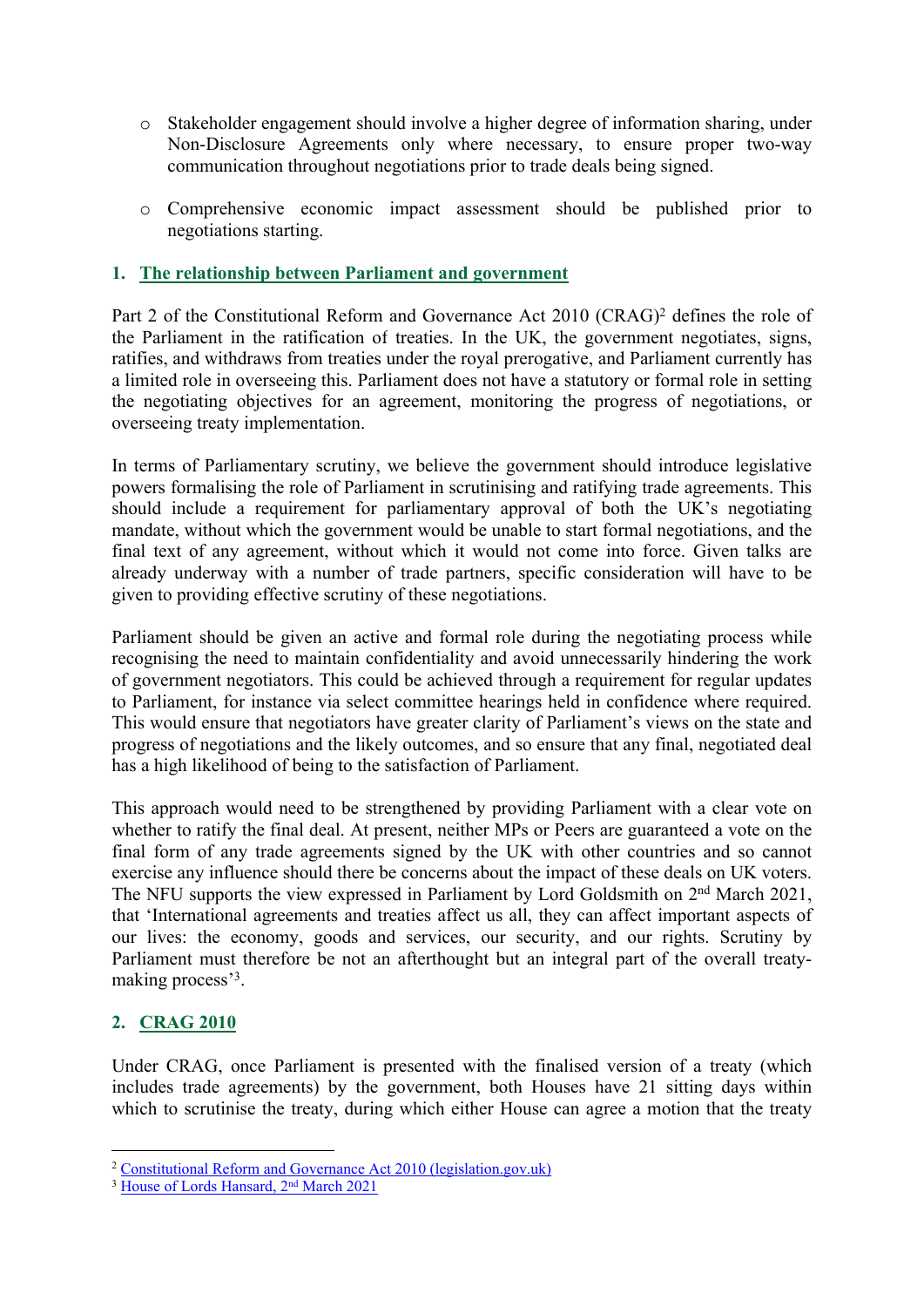- Stakeholder engagement should involve a higher degree of information sharing, under Non-Disclosure Agreements only where necessary, to ensure proper two-way communication throughout negotiations prior to trade deals being signed.
- Comprehensive economic impact assessment should be published prior to negotiations starting.

## 1. The relationship between Parliament and government

Part 2 of the Constitutional Reform and Governance Act 2010 (CRAG)[2] defines the role of the Parliament in the ratification of treaties. In the UK, the government negotiates, signs, ratifies, and withdraws from treaties under the royal prerogative, and Parliament currently has a limited role in overseeing this. Parliament does not have a statutory or formal role in setting the negotiating objectives for an agreement, monitoring the progress of negotiations, or overseeing treaty implementation.

In terms of Parliamentary scrutiny, we believe the government should introduce legislative powers formalising the role of Parliament in scrutinising and ratifying trade agreements. This should include a requirement for parliamentary approval of both the UK's negotiating mandate, without which the government would be unable to start formal negotiations, and the final text of any agreement, without which it would not come into force. Given talks are already underway with a number of trade partners, specific consideration will have to be given to providing effective scrutiny of these negotiations.

Parliament should be given an active and formal role during the negotiating process while recognising the need to maintain confidentiality and avoid unnecessarily hindering the work of government negotiators. This could be achieved through a requirement for regular updates to Parliament, for instance via select committee hearings held in confidence where required. This would ensure that negotiators have greater clarity of Parliament's views on the state and progress of negotiations and the likely outcomes, and so ensure that any final, negotiated deal has a high likelihood of being to the satisfaction of Parliament.

This approach would need to be strengthened by providing Parliament with a clear vote on whether to ratify the final deal. At present, neither MPs or Peers are guaranteed a vote on the final form of any trade agreements signed by the UK with other countries and so cannot exercise any influence should there be concerns about the impact of these deals on UK voters. The NFU supports the view expressed in Parliament by Lord Goldsmith on 2nd March 2021, that 'International agreements and treaties affect us all, they can affect important aspects of our lives: the economy, goods and services, our security, and our rights. Scrutiny by Parliament must therefore be not an afterthought but an integral part of the overall treaty-making process'[3].

## 2. CRAG 2010

Under CRAG, once Parliament is presented with the finalised version of a treaty (which includes trade agreements) by the government, both Houses have 21 sitting days within which to scrutinise the treaty, during which either House can agree a motion that the treaty

---

[2] Constitutional Reform and Governance Act 2010 (legislation.gov.uk)

[3] House of Lords Hansard, 2nd March 2021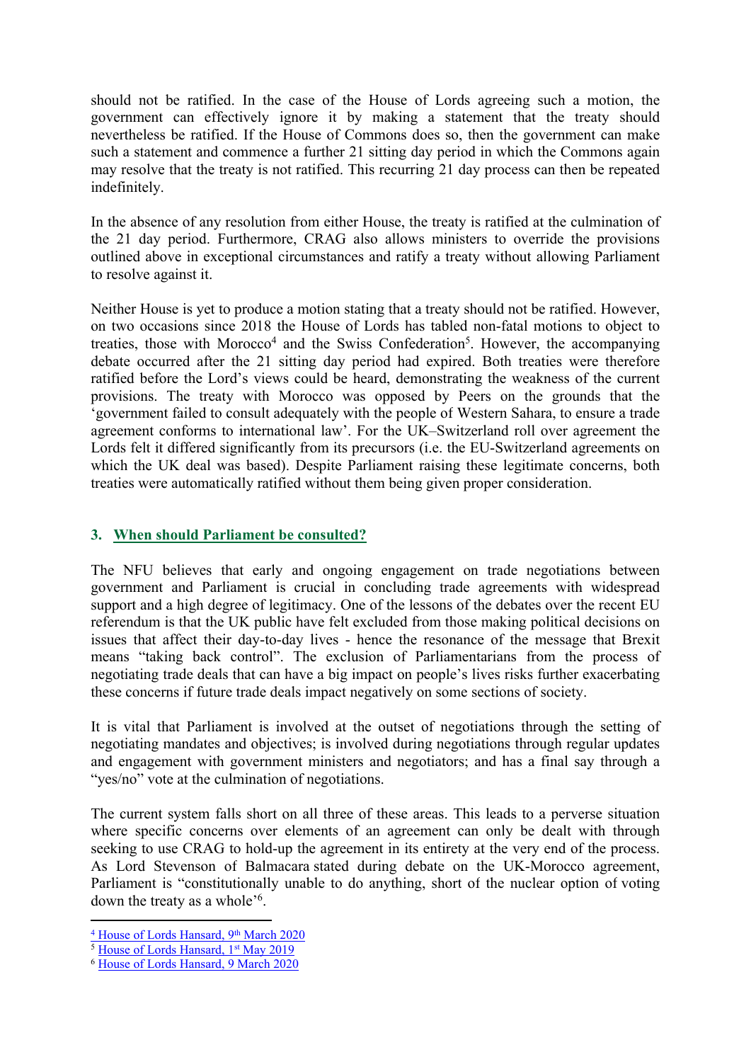should not be ratified. In the case of the House of Lords agreeing such a motion, the government can effectively ignore it by making a statement that the treaty should nevertheless be ratified. If the House of Commons does so, then the government can make such a statement and commence a further 21 sitting day period in which the Commons again may resolve that the treaty is not ratified. This recurring 21 day process can then be repeated indefinitely.

In the absence of any resolution from either House, the treaty is ratified at the culmination of the 21 day period. Furthermore, CRAG also allows ministers to override the provisions outlined above in exceptional circumstances and ratify a treaty without allowing Parliament to resolve against it.

Neither House is yet to produce a motion stating that a treaty should not be ratified. However, on two occasions since 2018 the House of Lords has tabled non-fatal motions to object to treaties, those with Morocco[4] and the Swiss Confederation[5]. However, the accompanying debate occurred after the 21 sitting day period had expired. Both treaties were therefore ratified before the Lord's views could be heard, demonstrating the weakness of the current provisions. The treaty with Morocco was opposed by Peers on the grounds that the 'government failed to consult adequately with the people of Western Sahara, to ensure a trade agreement conforms to international law'. For the UK–Switzerland roll over agreement the Lords felt it differed significantly from its precursors (i.e. the EU-Switzerland agreements on which the UK deal was based). Despite Parliament raising these legitimate concerns, both treaties were automatically ratified without them being given proper consideration.

## 3. When should Parliament be consulted?

The NFU believes that early and ongoing engagement on trade negotiations between government and Parliament is crucial in concluding trade agreements with widespread support and a high degree of legitimacy. One of the lessons of the debates over the recent EU referendum is that the UK public have felt excluded from those making political decisions on issues that affect their day-to-day lives - hence the resonance of the message that Brexit means "taking back control". The exclusion of Parliamentarians from the process of negotiating trade deals that can have a big impact on people's lives risks further exacerbating these concerns if future trade deals impact negatively on some sections of society.

It is vital that Parliament is involved at the outset of negotiations through the setting of negotiating mandates and objectives; is involved during negotiations through regular updates and engagement with government ministers and negotiators; and has a final say through a "yes/no" vote at the culmination of negotiations.

The current system falls short on all three of these areas. This leads to a perverse situation where specific concerns over elements of an agreement can only be dealt with through seeking to use CRAG to hold-up the agreement in its entirety at the very end of the process. As Lord Stevenson of Balmacara stated during debate on the UK-Morocco agreement, Parliament is "constitutionally unable to do anything, short of the nuclear option of voting down the treaty as a whole'[6].

---

[4] House of Lords Hansard, 9th March 2020

[5] House of Lords Hansard, 1st May 2019

[6] House of Lords Hansard, 9 March 2020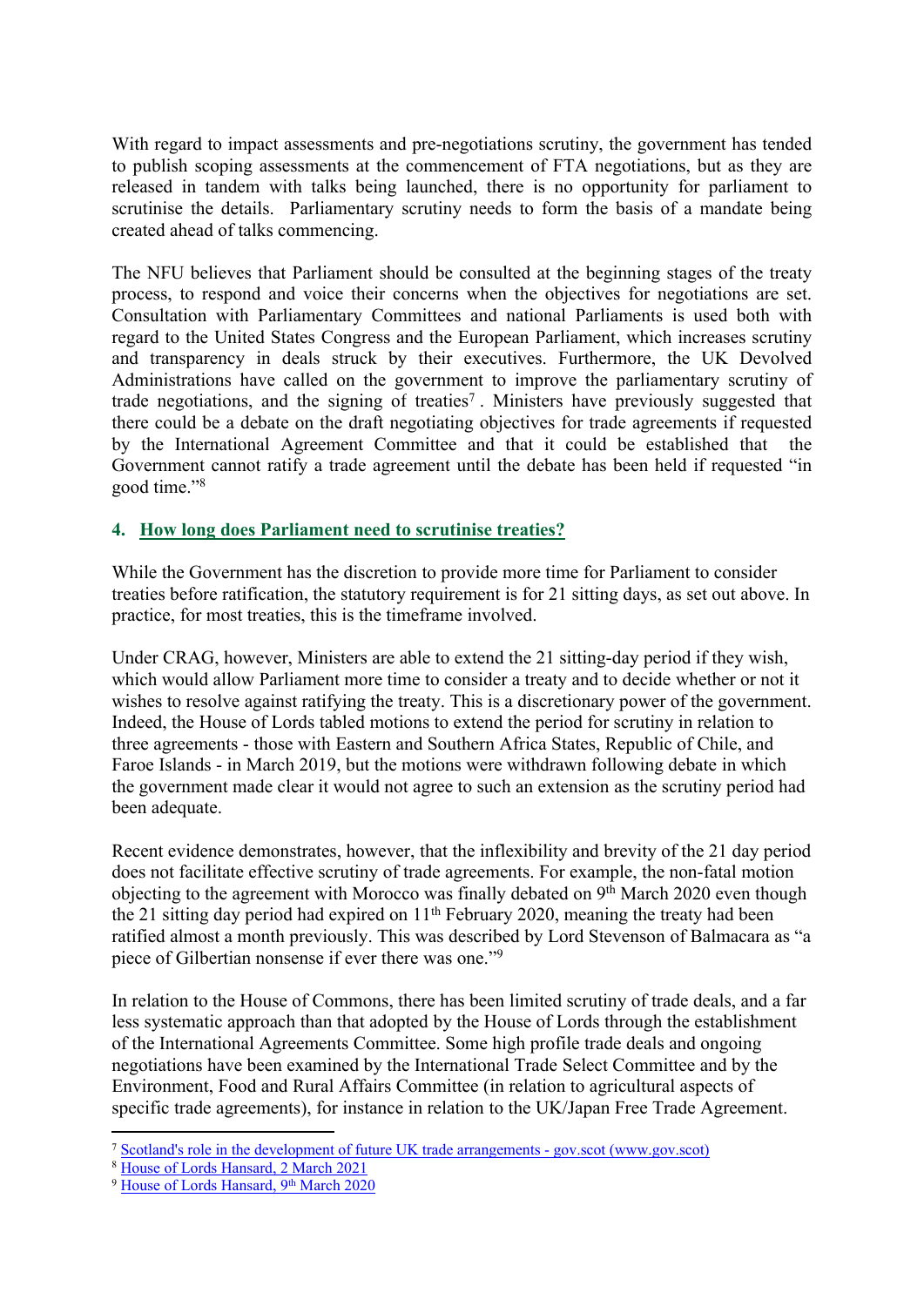With regard to impact assessments and pre-negotiations scrutiny, the government has tended to publish scoping assessments at the commencement of FTA negotiations, but as they are released in tandem with talks being launched, there is no opportunity for parliament to scrutinise the details. Parliamentary scrutiny needs to form the basis of a mandate being created ahead of talks commencing.

The NFU believes that Parliament should be consulted at the beginning stages of the treaty process, to respond and voice their concerns when the objectives for negotiations are set. Consultation with Parliamentary Committees and national Parliaments is used both with regard to the United States Congress and the European Parliament, which increases scrutiny and transparency in deals struck by their executives. Furthermore, the UK Devolved Administrations have called on the government to improve the parliamentary scrutiny of trade negotiations, and the signing of treaties[7]. Ministers have previously suggested that there could be a debate on the draft negotiating objectives for trade agreements if requested by the International Agreement Committee and that it could be established that the Government cannot ratify a trade agreement until the debate has been held if requested "in good time."[8]

## 4. How long does Parliament need to scrutinise treaties?

While the Government has the discretion to provide more time for Parliament to consider treaties before ratification, the statutory requirement is for 21 sitting days, as set out above. In practice, for most treaties, this is the timeframe involved.

Under CRAG, however, Ministers are able to extend the 21 sitting-day period if they wish, which would allow Parliament more time to consider a treaty and to decide whether or not it wishes to resolve against ratifying the treaty. This is a discretionary power of the government. Indeed, the House of Lords tabled motions to extend the period for scrutiny in relation to three agreements - those with Eastern and Southern Africa States, Republic of Chile, and Faroe Islands - in March 2019, but the motions were withdrawn following debate in which the government made clear it would not agree to such an extension as the scrutiny period had been adequate.

Recent evidence demonstrates, however, that the inflexibility and brevity of the 21 day period does not facilitate effective scrutiny of trade agreements. For example, the non-fatal motion objecting to the agreement with Morocco was finally debated on 9th March 2020 even though the 21 sitting day period had expired on 11th February 2020, meaning the treaty had been ratified almost a month previously. This was described by Lord Stevenson of Balmacara as "a piece of Gilbertian nonsense if ever there was one."[9]

In relation to the House of Commons, there has been limited scrutiny of trade deals, and a far less systematic approach than that adopted by the House of Lords through the establishment of the International Agreements Committee. Some high profile trade deals and ongoing negotiations have been examined by the International Trade Select Committee and by the Environment, Food and Rural Affairs Committee (in relation to agricultural aspects of specific trade agreements), for instance in relation to the UK/Japan Free Trade Agreement.

---

[7] Scotland's role in the development of future UK trade arrangements - gov.scot (www.gov.scot)

[8] House of Lords Hansard, 2 March 2021

[9] House of Lords Hansard, 9th March 2020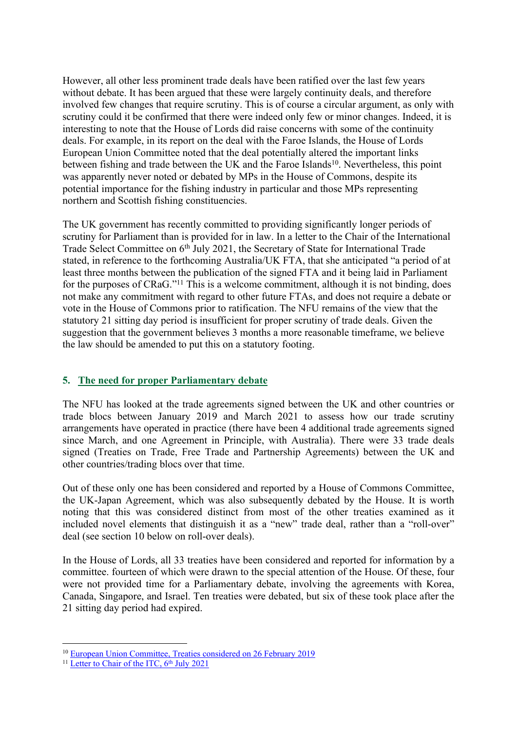However, all other less prominent trade deals have been ratified over the last few years without debate. It has been argued that these were largely continuity deals, and therefore involved few changes that require scrutiny. This is of course a circular argument, as only with scrutiny could it be confirmed that there were indeed only few or minor changes. Indeed, it is interesting to note that the House of Lords did raise concerns with some of the continuity deals. For example, in its report on the deal with the Faroe Islands, the House of Lords European Union Committee noted that the deal potentially altered the important links between fishing and trade between the UK and the Faroe Islands[10]. Nevertheless, this point was apparently never noted or debated by MPs in the House of Commons, despite its potential importance for the fishing industry in particular and those MPs representing northern and Scottish fishing constituencies.

The UK government has recently committed to providing significantly longer periods of scrutiny for Parliament than is provided for in law. In a letter to the Chair of the International Trade Select Committee on 6th July 2021, the Secretary of State for International Trade stated, in reference to the forthcoming Australia/UK FTA, that she anticipated "a period of at least three months between the publication of the signed FTA and it being laid in Parliament for the purposes of CRaG."[11] This is a welcome commitment, although it is not binding, does not make any commitment with regard to other future FTAs, and does not require a debate or vote in the House of Commons prior to ratification. The NFU remains of the view that the statutory 21 sitting day period is insufficient for proper scrutiny of trade deals. Given the suggestion that the government believes 3 months a more reasonable timeframe, we believe the law should be amended to put this on a statutory footing.

## 5. The need for proper Parliamentary debate

The NFU has looked at the trade agreements signed between the UK and other countries or trade blocs between January 2019 and March 2021 to assess how our trade scrutiny arrangements have operated in practice (there have been 4 additional trade agreements signed since March, and one Agreement in Principle, with Australia). There were 33 trade deals signed (Treaties on Trade, Free Trade and Partnership Agreements) between the UK and other countries/trading blocs over that time.

Out of these only one has been considered and reported by a House of Commons Committee, the UK-Japan Agreement, which was also subsequently debated by the House. It is worth noting that this was considered distinct from most of the other treaties examined as it included novel elements that distinguish it as a "new" trade deal, rather than a "roll-over" deal (see section 10 below on roll-over deals).

In the House of Lords, all 33 treaties have been considered and reported for information by a committee. fourteen of which were drawn to the special attention of the House. Of these, four were not provided time for a Parliamentary debate, involving the agreements with Korea, Canada, Singapore, and Israel. Ten treaties were debated, but six of these took place after the 21 sitting day period had expired.

---

[10] European Union Committee, Treaties considered on 26 February 2019

[11] Letter to Chair of the ITC, 6th July 2021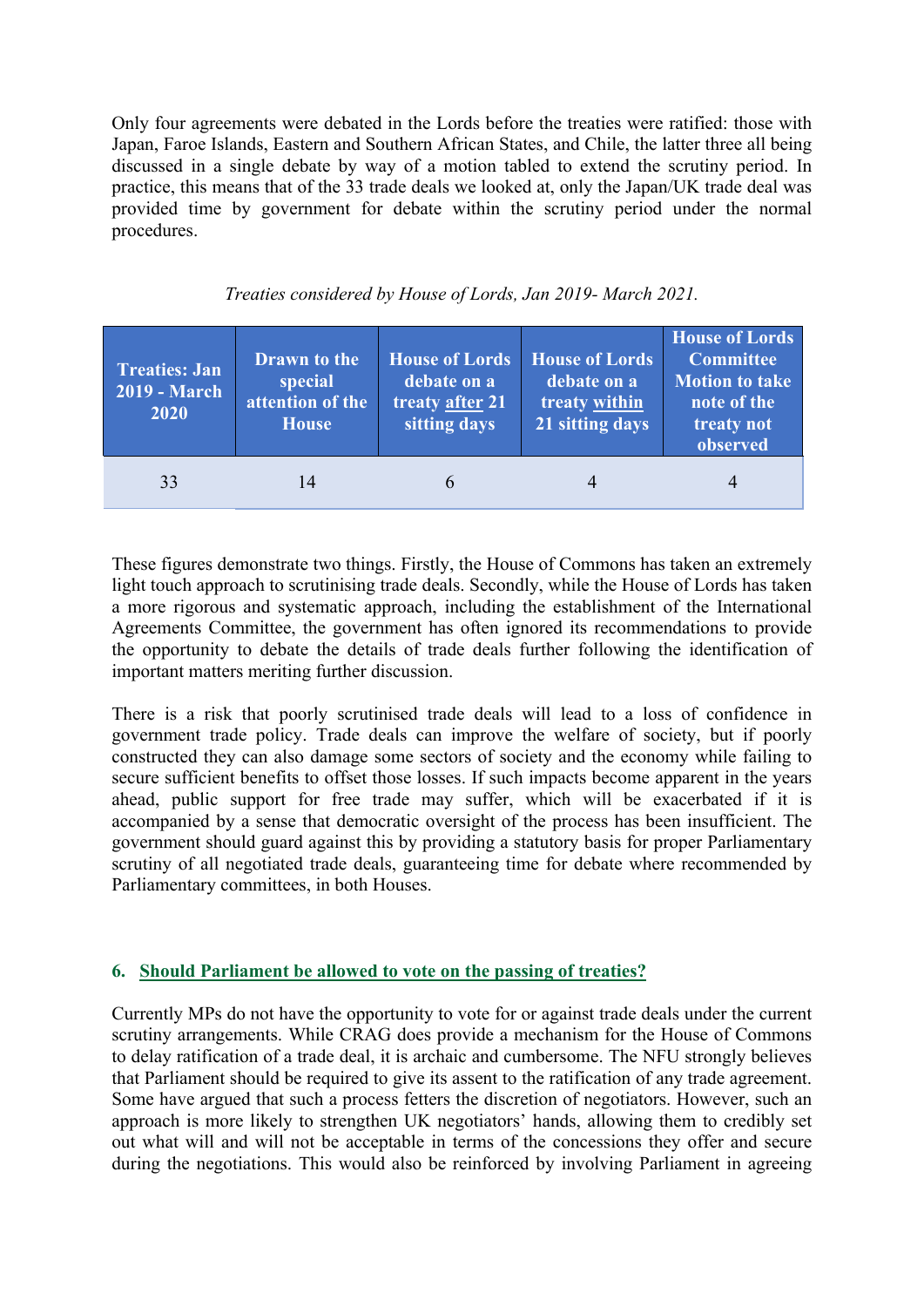Only four agreements were debated in the Lords before the treaties were ratified: those with Japan, Faroe Islands, Eastern and Southern African States, and Chile, the latter three all being discussed in a single debate by way of a motion tabled to extend the scrutiny period. In practice, this means that of the 33 trade deals we looked at, only the Japan/UK trade deal was provided time by government for debate within the scrutiny period under the normal procedures.

*Treaties considered by House of Lords, Jan 2019- March 2021.*

| Treaties: Jan 2019 - March 2020 | Drawn to the special attention of the House | House of Lords debate on a treaty after 21 sitting days | House of Lords debate on a treaty within 21 sitting days | House of Lords Committee Motion to take note of the treaty not observed |
|---|---|---|---|---|
| 33 | 14 | 6 | 4 | 4 |

These figures demonstrate two things. Firstly, the House of Commons has taken an extremely light touch approach to scrutinising trade deals. Secondly, while the House of Lords has taken a more rigorous and systematic approach, including the establishment of the International Agreements Committee, the government has often ignored its recommendations to provide the opportunity to debate the details of trade deals further following the identification of important matters meriting further discussion.

There is a risk that poorly scrutinised trade deals will lead to a loss of confidence in government trade policy. Trade deals can improve the welfare of society, but if poorly constructed they can also damage some sectors of society and the economy while failing to secure sufficient benefits to offset those losses. If such impacts become apparent in the years ahead, public support for free trade may suffer, which will be exacerbated if it is accompanied by a sense that democratic oversight of the process has been insufficient. The government should guard against this by providing a statutory basis for proper Parliamentary scrutiny of all negotiated trade deals, guaranteeing time for debate where recommended by Parliamentary committees, in both Houses.

## 6. Should Parliament be allowed to vote on the passing of treaties?

Currently MPs do not have the opportunity to vote for or against trade deals under the current scrutiny arrangements. While CRAG does provide a mechanism for the House of Commons to delay ratification of a trade deal, it is archaic and cumbersome. The NFU strongly believes that Parliament should be required to give its assent to the ratification of any trade agreement. Some have argued that such a process fetters the discretion of negotiators. However, such an approach is more likely to strengthen UK negotiators' hands, allowing them to credibly set out what will and will not be acceptable in terms of the concessions they offer and secure during the negotiations. This would also be reinforced by involving Parliament in agreeing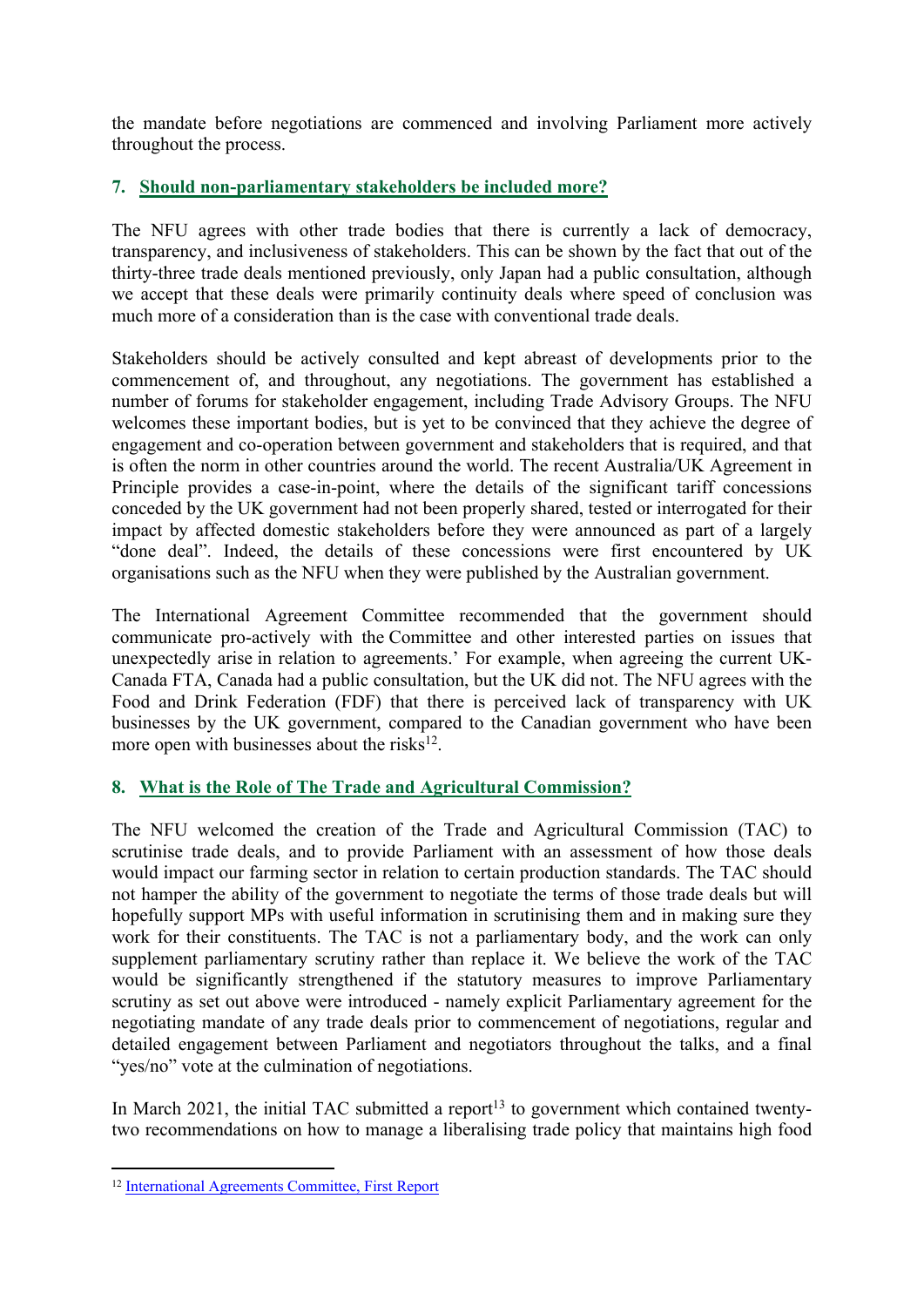the mandate before negotiations are commenced and involving Parliament more actively throughout the process.

## 7. Should non-parliamentary stakeholders be included more?

The NFU agrees with other trade bodies that there is currently a lack of democracy, transparency, and inclusiveness of stakeholders. This can be shown by the fact that out of the thirty-three trade deals mentioned previously, only Japan had a public consultation, although we accept that these deals were primarily continuity deals where speed of conclusion was much more of a consideration than is the case with conventional trade deals.

Stakeholders should be actively consulted and kept abreast of developments prior to the commencement of, and throughout, any negotiations. The government has established a number of forums for stakeholder engagement, including Trade Advisory Groups. The NFU welcomes these important bodies, but is yet to be convinced that they achieve the degree of engagement and co-operation between government and stakeholders that is required, and that is often the norm in other countries around the world. The recent Australia/UK Agreement in Principle provides a case-in-point, where the details of the significant tariff concessions conceded by the UK government had not been properly shared, tested or interrogated for their impact by affected domestic stakeholders before they were announced as part of a largely "done deal". Indeed, the details of these concessions were first encountered by UK organisations such as the NFU when they were published by the Australian government.

The International Agreement Committee recommended that the government should communicate pro-actively with the Committee and other interested parties on issues that unexpectedly arise in relation to agreements.' For example, when agreeing the current UK-Canada FTA, Canada had a public consultation, but the UK did not. The NFU agrees with the Food and Drink Federation (FDF) that there is perceived lack of transparency with UK businesses by the UK government, compared to the Canadian government who have been more open with businesses about the risks[12].

## 8. What is the Role of The Trade and Agricultural Commission?

The NFU welcomed the creation of the Trade and Agricultural Commission (TAC) to scrutinise trade deals, and to provide Parliament with an assessment of how those deals would impact our farming sector in relation to certain production standards. The TAC should not hamper the ability of the government to negotiate the terms of those trade deals but will hopefully support MPs with useful information in scrutinising them and in making sure they work for their constituents. The TAC is not a parliamentary body, and the work can only supplement parliamentary scrutiny rather than replace it. We believe the work of the TAC would be significantly strengthened if the statutory measures to improve Parliamentary scrutiny as set out above were introduced - namely explicit Parliamentary agreement for the negotiating mandate of any trade deals prior to commencement of negotiations, regular and detailed engagement between Parliament and negotiators throughout the talks, and a final "yes/no" vote at the culmination of negotiations.

In March 2021, the initial TAC submitted a report[13] to government which contained twenty-two recommendations on how to manage a liberalising trade policy that maintains high food

---

[12] International Agreements Committee, First Report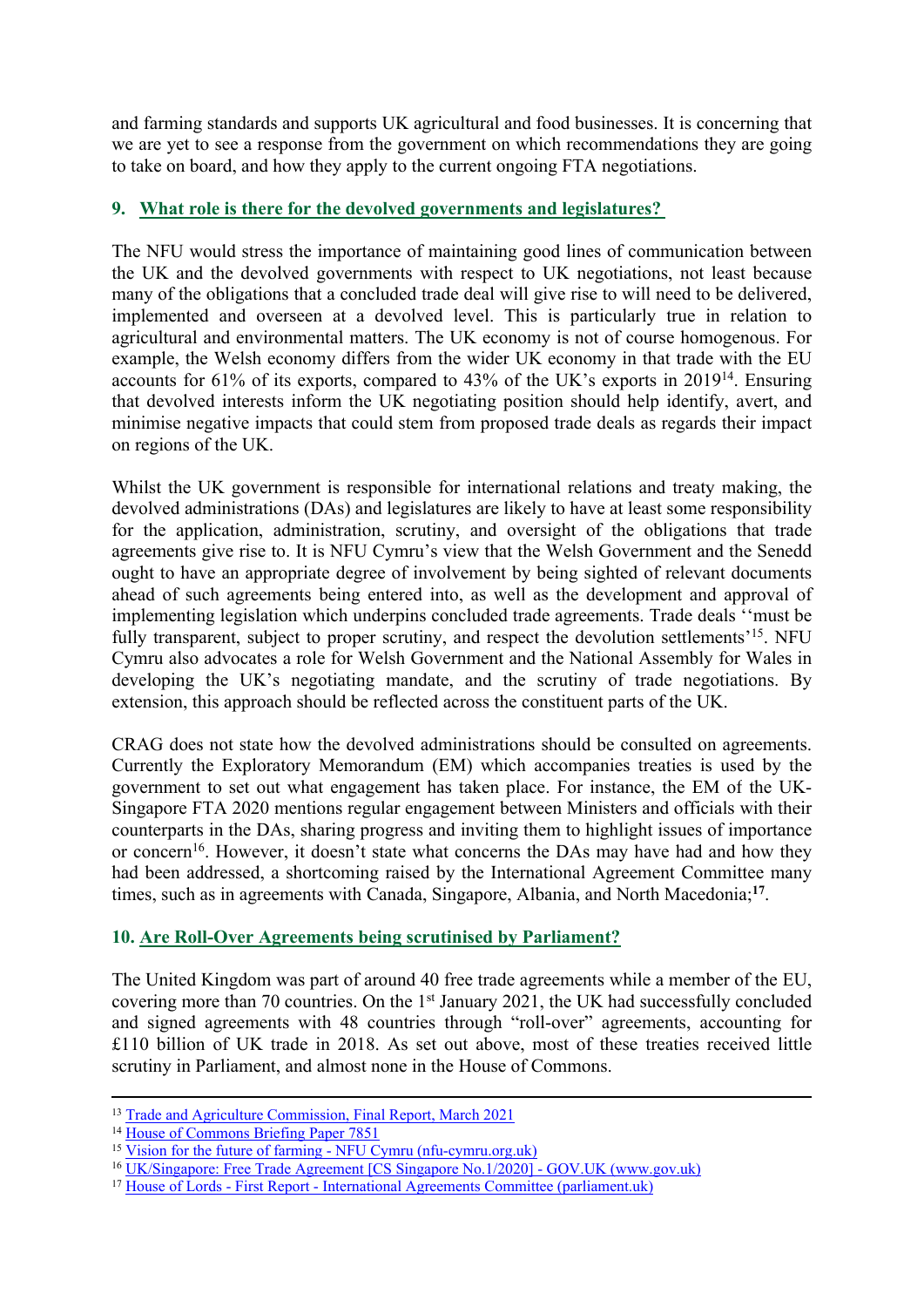and farming standards and supports UK agricultural and food businesses. It is concerning that we are yet to see a response from the government on which recommendations they are going to take on board, and how they apply to the current ongoing FTA negotiations.

## 9. What role is there for the devolved governments and legislatures?

The NFU would stress the importance of maintaining good lines of communication between the UK and the devolved governments with respect to UK negotiations, not least because many of the obligations that a concluded trade deal will give rise to will need to be delivered, implemented and overseen at a devolved level. This is particularly true in relation to agricultural and environmental matters. The UK economy is not of course homogenous. For example, the Welsh economy differs from the wider UK economy in that trade with the EU accounts for 61% of its exports, compared to 43% of the UK's exports in 2019[14]. Ensuring that devolved interests inform the UK negotiating position should help identify, avert, and minimise negative impacts that could stem from proposed trade deals as regards their impact on regions of the UK.

Whilst the UK government is responsible for international relations and treaty making, the devolved administrations (DAs) and legislatures are likely to have at least some responsibility for the application, administration, scrutiny, and oversight of the obligations that trade agreements give rise to. It is NFU Cymru's view that the Welsh Government and the Senedd ought to have an appropriate degree of involvement by being sighted of relevant documents ahead of such agreements being entered into, as well as the development and approval of implementing legislation which underpins concluded trade agreements. Trade deals ''must be fully transparent, subject to proper scrutiny, and respect the devolution settlements'[15]. NFU Cymru also advocates a role for Welsh Government and the National Assembly for Wales in developing the UK's negotiating mandate, and the scrutiny of trade negotiations. By extension, this approach should be reflected across the constituent parts of the UK.

CRAG does not state how the devolved administrations should be consulted on agreements. Currently the Exploratory Memorandum (EM) which accompanies treaties is used by the government to set out what engagement has taken place. For instance, the EM of the UK-Singapore FTA 2020 mentions regular engagement between Ministers and officials with their counterparts in the DAs, sharing progress and inviting them to highlight issues of importance or concern[16]. However, it doesn't state what concerns the DAs may have had and how they had been addressed, a shortcoming raised by the International Agreement Committee many times, such as in agreements with Canada, Singapore, Albania, and North Macedonia;[17].

## 10. Are Roll-Over Agreements being scrutinised by Parliament?

The United Kingdom was part of around 40 free trade agreements while a member of the EU, covering more than 70 countries. On the 1st January 2021, the UK had successfully concluded and signed agreements with 48 countries through "roll-over" agreements, accounting for £110 billion of UK trade in 2018. As set out above, most of these treaties received little scrutiny in Parliament, and almost none in the House of Commons.

---

[13] Trade and Agriculture Commission, Final Report, March 2021
[14] House of Commons Briefing Paper 7851
[15] Vision for the future of farming - NFU Cymru (nfu-cymru.org.uk)
[16] UK/Singapore: Free Trade Agreement [CS Singapore No.1/2020] - GOV.UK (www.gov.uk)
[17] House of Lords - First Report - International Agreements Committee (parliament.uk)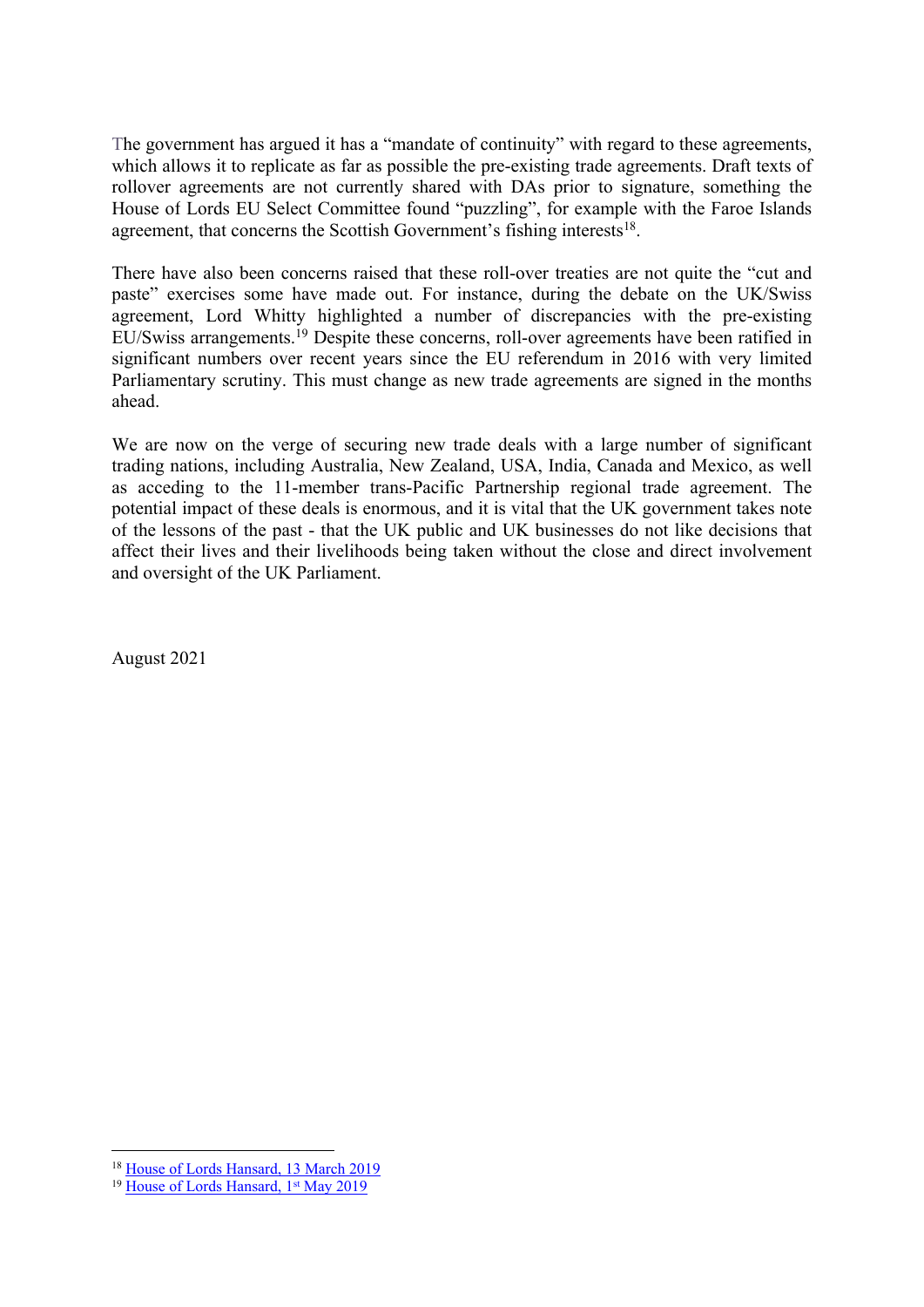The government has argued it has a "mandate of continuity" with regard to these agreements, which allows it to replicate as far as possible the pre-existing trade agreements. Draft texts of rollover agreements are not currently shared with DAs prior to signature, something the House of Lords EU Select Committee found "puzzling", for example with the Faroe Islands agreement, that concerns the Scottish Government's fishing interests[18].

There have also been concerns raised that these roll-over treaties are not quite the "cut and paste" exercises some have made out. For instance, during the debate on the UK/Swiss agreement, Lord Whitty highlighted a number of discrepancies with the pre-existing EU/Swiss arrangements.[19] Despite these concerns, roll-over agreements have been ratified in significant numbers over recent years since the EU referendum in 2016 with very limited Parliamentary scrutiny. This must change as new trade agreements are signed in the months ahead.

We are now on the verge of securing new trade deals with a large number of significant trading nations, including Australia, New Zealand, USA, India, Canada and Mexico, as well as acceding to the 11-member trans-Pacific Partnership regional trade agreement. The potential impact of these deals is enormous, and it is vital that the UK government takes note of the lessons of the past - that the UK public and UK businesses do not like decisions that affect their lives and their livelihoods being taken without the close and direct involvement and oversight of the UK Parliament.

August 2021

---

[18] House of Lords Hansard, 13 March 2019

[19] House of Lords Hansard, 1st May 2019